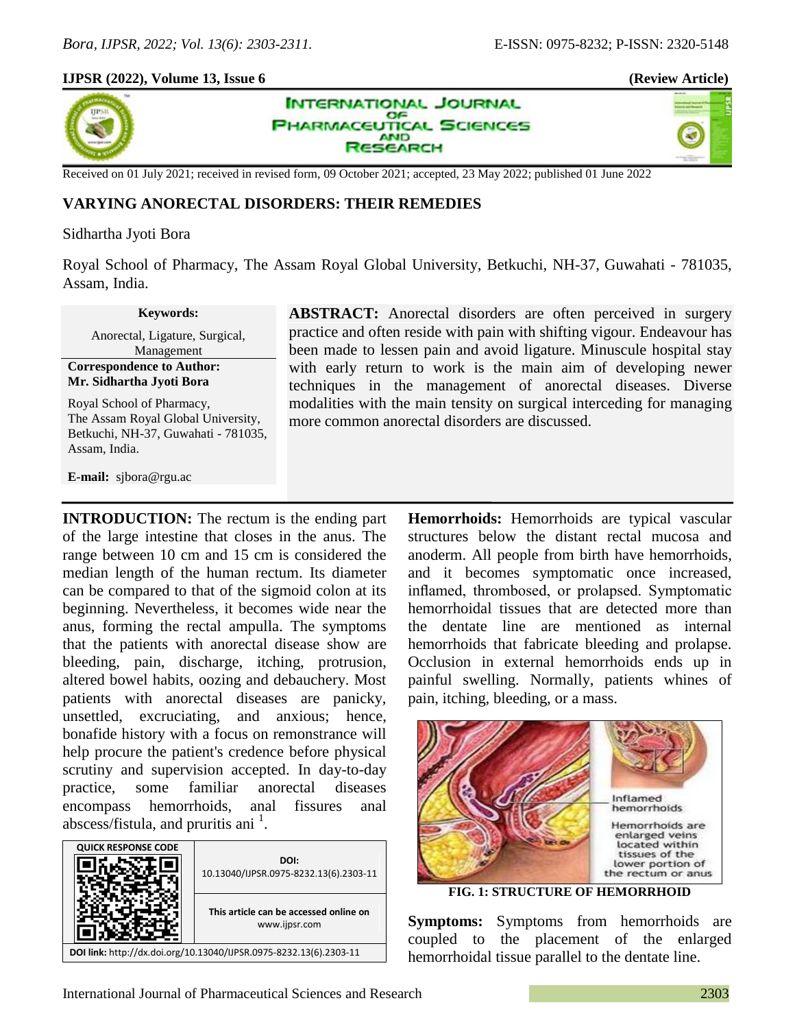**IJPSR (2022), Volume 13, Issue 6** **(Review Article)**

Received on 01 July 2021; received in revised form, 09 October 2021; accepted, 23 May 2022; published 01 June 2022

# VARYING ANORECTAL DISORDERS: THEIR REMEDIES

Sidhartha Jyoti Bora

Royal School of Pharmacy, The Assam Royal Global University, Betkuchi, NH-37, Guwahati - 781035, Assam, India.

**Keywords:**

Anorectal, Ligature, Surgical, Management

**Correspondence to Author:**
**Mr. Sidhartha Jyoti Bora**

Royal School of Pharmacy,
The Assam Royal Global University,
Betkuchi, NH-37, Guwahati - 781035,
Assam, India.

**E-mail:** sjbora@rgu.ac

**ABSTRACT:** Anorectal disorders are often perceived in surgery practice and often reside with pain with shifting vigour. Endeavour has been made to lessen pain and avoid ligature. Minuscule hospital stay with early return to work is the main aim of developing newer techniques in the management of anorectal diseases. Diverse modalities with the main tensity on surgical interceding for managing more common anorectal disorders are discussed.

| QUICK RESPONSE CODE | DOI: 10.13040/IJPSR.0975-8232.13(6).2303-11 |
| --- | --- |
| | This article can be accessed online on www.ijpsr.com |

DOI link: http://dx.doi.org/10.13040/IJPSR.0975-8232.13(6).2303-11

**INTRODUCTION:** The rectum is the ending part of the large intestine that closes in the anus. The range between 10 cm and 15 cm is considered the median length of the human rectum. Its diameter can be compared to that of the sigmoid colon at its beginning. Nevertheless, it becomes wide near the anus, forming the rectal ampulla. The symptoms that the patients with anorectal disease show are bleeding, pain, discharge, itching, protrusion, altered bowel habits, oozing and debauchery. Most patients with anorectal diseases are panicky, unsettled, excruciating, and anxious; hence, bonafide history with a focus on remonstrance will help procure the patient's credence before physical scrutiny and supervision accepted. In day-to-day practice, some familiar anorectal diseases encompass hemorrhoids, anal fissures anal abscess/fistula, and pruritis ani [1].

**Hemorrhoids:** Hemorrhoids are typical vascular structures below the distant rectal mucosa and anoderm. All people from birth have hemorrhoids, and it becomes symptomatic once increased, inflamed, thrombosed, or prolapsed. Symptomatic hemorrhoidal tissues that are detected more than the dentate line are mentioned as internal hemorrhoids that fabricate bleeding and prolapse. Occlusion in external hemorrhoids ends up in painful swelling. Normally, patients whines of pain, itching, bleeding, or a mass.

Inflamed hemorrhoids

Hemorrhoids are enlarged veins located within tissues of the lower portion of the rectum or anus

**FIG. 1: STRUCTURE OF HEMORRHOID**

**Symptoms:** Symptoms from hemorrhoids are coupled to the placement of the enlarged hemorrhoidal tissue parallel to the dentate line.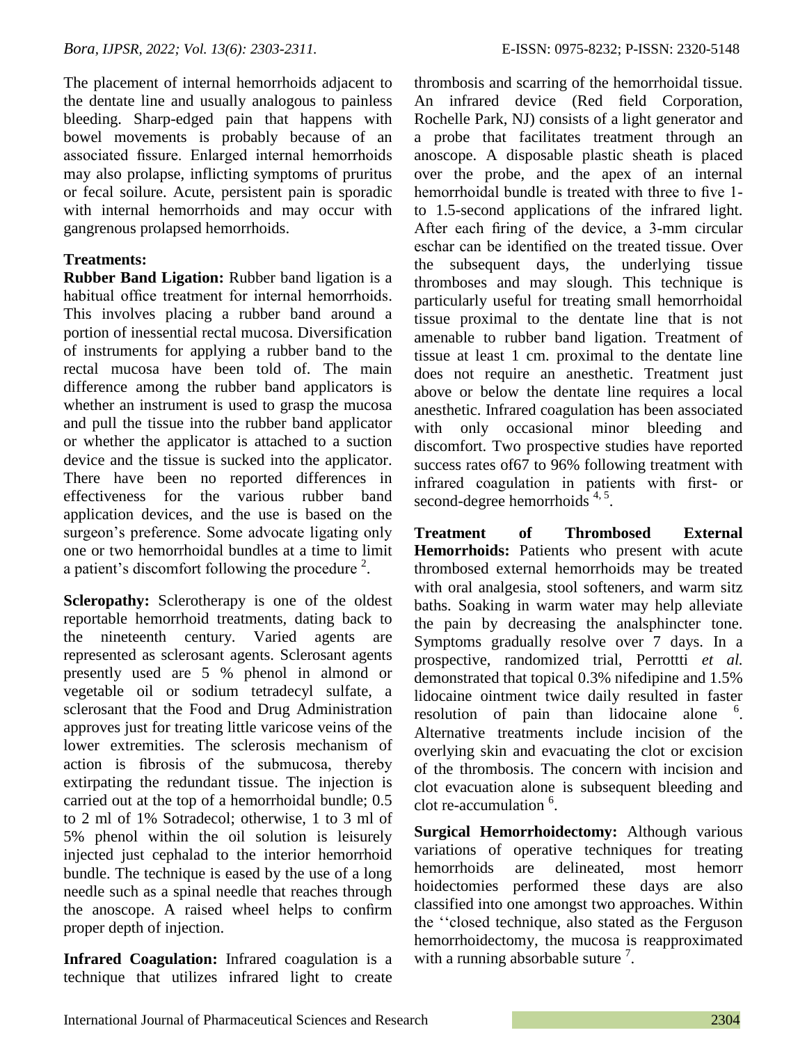The placement of internal hemorrhoids adjacent to the dentate line and usually analogous to painless bleeding. Sharp-edged pain that happens with bowel movements is probably because of an associated fissure. Enlarged internal hemorrhoids may also prolapse, inflicting symptoms of pruritus or fecal soilure. Acute, persistent pain is sporadic with internal hemorrhoids and may occur with gangrenous prolapsed hemorrhoids.

**Treatments:**

**Rubber Band Ligation:** Rubber band ligation is a habitual office treatment for internal hemorrhoids. This involves placing a rubber band around a portion of inessential rectal mucosa. Diversification of instruments for applying a rubber band to the rectal mucosa have been told of. The main difference among the rubber band applicators is whether an instrument is used to grasp the mucosa and pull the tissue into the rubber band applicator or whether the applicator is attached to a suction device and the tissue is sucked into the applicator. There have been no reported differences in effectiveness for the various rubber band application devices, and the use is based on the surgeon's preference. Some advocate ligating only one or two hemorrhoidal bundles at a time to limit a patient's discomfort following the procedure [2].

**Scleropathy:** Sclerotherapy is one of the oldest reportable hemorrhoid treatments, dating back to the nineteenth century. Varied agents are represented as sclerosant agents. Sclerosant agents presently used are 5 % phenol in almond or vegetable oil or sodium tetradecyl sulfate, a sclerosant that the Food and Drug Administration approves just for treating little varicose veins of the lower extremities. The sclerosis mechanism of action is fibrosis of the submucosa, thereby extirpating the redundant tissue. The injection is carried out at the top of a hemorrhoidal bundle; 0.5 to 2 ml of 1% Sotradecol; otherwise, 1 to 3 ml of 5% phenol within the oil solution is leisurely injected just cephalad to the interior hemorrhoid bundle. The technique is eased by the use of a long needle such as a spinal needle that reaches through the anoscope. A raised wheel helps to confirm proper depth of injection.

**Infrared Coagulation:** Infrared coagulation is a technique that utilizes infrared light to create thrombosis and scarring of the hemorrhoidal tissue. An infrared device (Red field Corporation, Rochelle Park, NJ) consists of a light generator and a probe that facilitates treatment through an anoscope. A disposable plastic sheath is placed over the probe, and the apex of an internal hemorrhoidal bundle is treated with three to five 1- to 1.5-second applications of the infrared light. After each firing of the device, a 3-mm circular eschar can be identified on the treated tissue. Over the subsequent days, the underlying tissue thromboses and may slough. This technique is particularly useful for treating small hemorrhoidal tissue proximal to the dentate line that is not amenable to rubber band ligation. Treatment of tissue at least 1 cm. proximal to the dentate line does not require an anesthetic. Treatment just above or below the dentate line requires a local anesthetic. Infrared coagulation has been associated with only occasional minor bleeding and discomfort. Two prospective studies have reported success rates of67 to 96% following treatment with infrared coagulation in patients with first- or second-degree hemorrhoids [4, 5].

**Treatment of Thrombosed External Hemorrhoids:** Patients who present with acute thrombosed external hemorrhoids may be treated with oral analgesia, stool softeners, and warm sitz baths. Soaking in warm water may help alleviate the pain by decreasing the analsphincter tone. Symptoms gradually resolve over 7 days. In a prospective, randomized trial, Perrottti *et al.* demonstrated that topical 0.3% nifedipine and 1.5% lidocaine ointment twice daily resulted in faster resolution of pain than lidocaine alone [6]. Alternative treatments include incision of the overlying skin and evacuating the clot or excision of the thrombosis. The concern with incision and clot evacuation alone is subsequent bleeding and clot re-accumulation [6].

**Surgical Hemorrhoidectomy:** Although various variations of operative techniques for treating hemorrhoids are delineated, most hemorr hoidectomies performed these days are also classified into one amongst two approaches. Within the ''closed technique, also stated as the Ferguson hemorrhoidectomy, the mucosa is reapproximated with a running absorbable suture [7].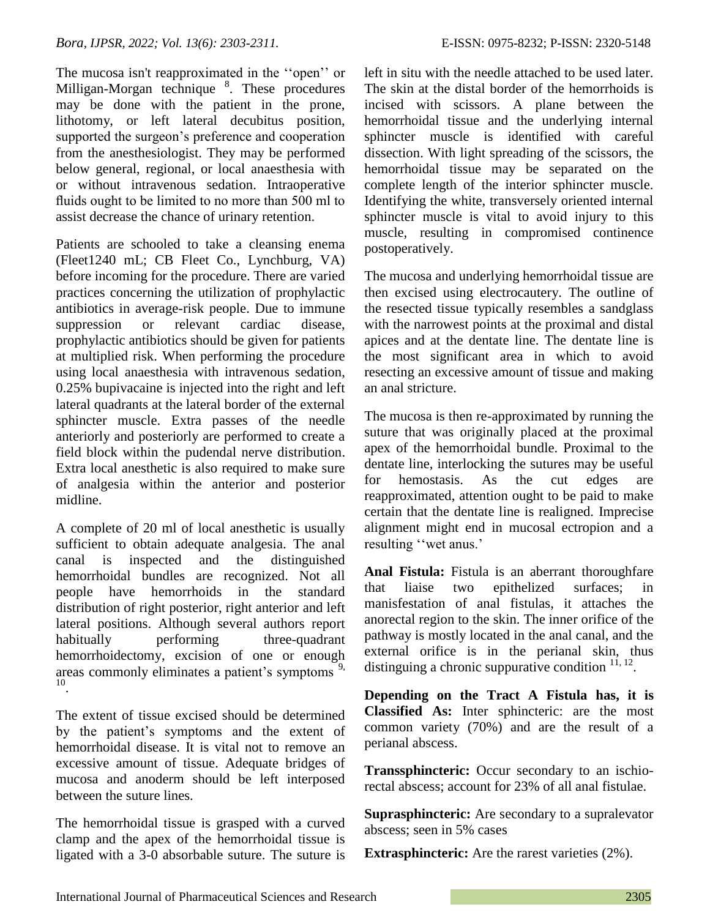The mucosa isn't reapproximated in the ''open'' or Milligan-Morgan technique [8]. These procedures may be done with the patient in the prone, lithotomy, or left lateral decubitus position, supported the surgeon's preference and cooperation from the anesthesiologist. They may be performed below general, regional, or local anaesthesia with or without intravenous sedation. Intraoperative fluids ought to be limited to no more than 500 ml to assist decrease the chance of urinary retention.

Patients are schooled to take a cleansing enema (Fleet1240 mL; CB Fleet Co., Lynchburg, VA) before incoming for the procedure. There are varied practices concerning the utilization of prophylactic antibiotics in average-risk people. Due to immune suppression or relevant cardiac disease, prophylactic antibiotics should be given for patients at multiplied risk. When performing the procedure using local anaesthesia with intravenous sedation, 0.25% bupivacaine is injected into the right and left lateral quadrants at the lateral border of the external sphincter muscle. Extra passes of the needle anteriorly and posteriorly are performed to create a field block within the pudendal nerve distribution. Extra local anesthetic is also required to make sure of analgesia within the anterior and posterior midline.

A complete of 20 ml of local anesthetic is usually sufficient to obtain adequate analgesia. The anal canal is inspected and the distinguished hemorrhoidal bundles are recognized. Not all people have hemorrhoids in the standard distribution of right posterior, right anterior and left lateral positions. Although several authors report habitually performing three-quadrant hemorrhoidectomy, excision of one or enough areas commonly eliminates a patient's symptoms [9, 10].

The extent of tissue excised should be determined by the patient's symptoms and the extent of hemorrhoidal disease. It is vital not to remove an excessive amount of tissue. Adequate bridges of mucosa and anoderm should be left interposed between the suture lines.

The hemorrhoidal tissue is grasped with a curved clamp and the apex of the hemorrhoidal tissue is ligated with a 3-0 absorbable suture. The suture is left in situ with the needle attached to be used later. The skin at the distal border of the hemorrhoids is incised with scissors. A plane between the hemorrhoidal tissue and the underlying internal sphincter muscle is identified with careful dissection. With light spreading of the scissors, the hemorrhoidal tissue may be separated on the complete length of the interior sphincter muscle. Identifying the white, transversely oriented internal sphincter muscle is vital to avoid injury to this muscle, resulting in compromised continence postoperatively.

The mucosa and underlying hemorrhoidal tissue are then excised using electrocautery. The outline of the resected tissue typically resembles a sandglass with the narrowest points at the proximal and distal apices and at the dentate line. The dentate line is the most significant area in which to avoid resecting an excessive amount of tissue and making an anal stricture.

The mucosa is then re-approximated by running the suture that was originally placed at the proximal apex of the hemorrhoidal bundle. Proximal to the dentate line, interlocking the sutures may be useful for hemostasis. As the cut edges are reapproximated, attention ought to be paid to make certain that the dentate line is realigned. Imprecise alignment might end in mucosal ectropion and a resulting ''wet anus.'

**Anal Fistula:** Fistula is an aberrant thoroughfare that liaise two epithelized surfaces; in manisfestation of anal fistulas, it attaches the anorectal region to the skin. The inner orifice of the pathway is mostly located in the anal canal, and the external orifice is in the perianal skin, thus distinguing a chronic suppurative condition [11, 12].

**Depending on the Tract A Fistula has, it is Classified As:** Inter sphincteric: are the most common variety (70%) and are the result of a perianal abscess.

**Transsphincteric:** Occur secondary to an ischio-rectal abscess; account for 23% of all anal fistulae.

**Suprasphincteric:** Are secondary to a supralevator abscess; seen in 5% cases

**Extrasphincteric:** Are the rarest varieties (2%).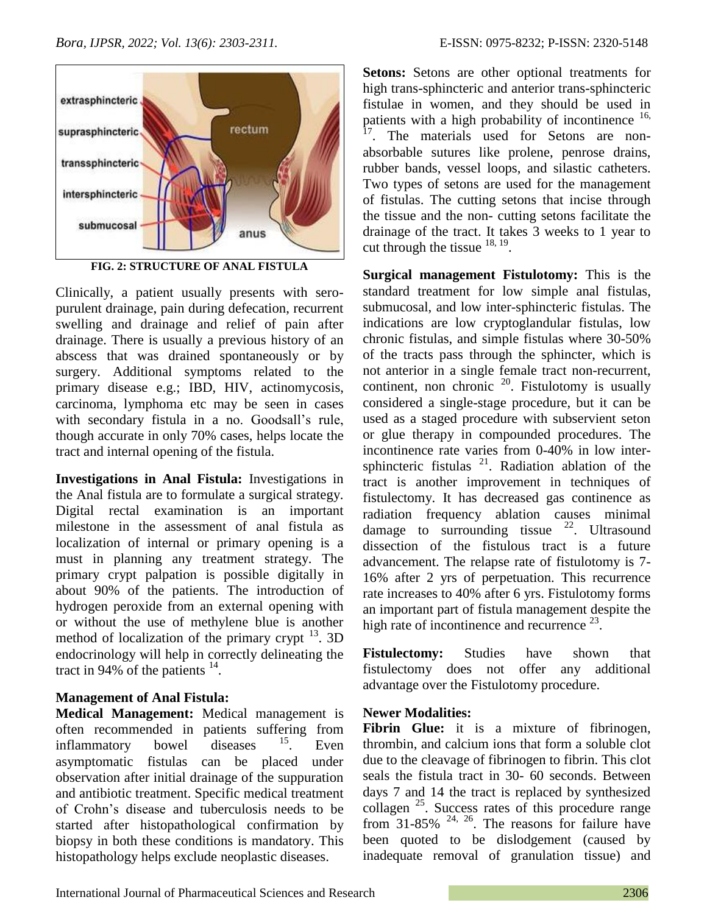FIG. 2: STRUCTURE OF ANAL FISTULA

Clinically, a patient usually presents with sero-purulent drainage, pain during defecation, recurrent swelling and drainage and relief of pain after drainage. There is usually a previous history of an abscess that was drained spontaneously or by surgery. Additional symptoms related to the primary disease e.g.; IBD, HIV, actinomycosis, carcinoma, lymphoma etc may be seen in cases with secondary fistula in a no. Goodsall's rule, though accurate in only 70% cases, helps locate the tract and internal opening of the fistula.

**Investigations in Anal Fistula:** Investigations in the Anal fistula are to formulate a surgical strategy. Digital rectal examination is an important milestone in the assessment of anal fistula as localization of internal or primary opening is a must in planning any treatment strategy. The primary crypt palpation is possible digitally in about 90% of the patients. The introduction of hydrogen peroxide from an external opening with or without the use of methylene blue is another method of localization of the primary crypt [13]. 3D endocrinology will help in correctly delineating the tract in 94% of the patients [14].

**Management of Anal Fistula:**

**Medical Management:** Medical management is often recommended in patients suffering from inflammatory bowel diseases [15]. Even asymptomatic fistulas can be placed under observation after initial drainage of the suppuration and antibiotic treatment. Specific medical treatment of Crohn's disease and tuberculosis needs to be started after histopathological confirmation by biopsy in both these conditions is mandatory. This histopathology helps exclude neoplastic diseases.

**Setons:** Setons are other optional treatments for high trans-sphincteric and anterior trans-sphincteric fistulae in women, and they should be used in patients with a high probability of incontinence [16, 17]. The materials used for Setons are non-absorbable sutures like prolene, penrose drains, rubber bands, vessel loops, and silastic catheters. Two types of setons are used for the management of fistulas. The cutting setons that incise through the tissue and the non- cutting setons facilitate the drainage of the tract. It takes 3 weeks to 1 year to cut through the tissue [18, 19].

**Surgical management Fistulotomy:** This is the standard treatment for low simple anal fistulas, submucosal, and low inter-sphincteric fistulas. The indications are low cryptoglandular fistulas, low chronic fistulas, and simple fistulas where 30-50% of the tracts pass through the sphincter, which is not anterior in a single female tract non-recurrent, continent, non chronic [20]. Fistulotomy is usually considered a single-stage procedure, but it can be used as a staged procedure with subservient seton or glue therapy in compounded procedures. The incontinence rate varies from 0-40% in low inter-sphincteric fistulas [21]. Radiation ablation of the tract is another improvement in techniques of fistulectomy. It has decreased gas continence as radiation frequency ablation causes minimal damage to surrounding tissue [22]. Ultrasound dissection of the fistulous tract is a future advancement. The relapse rate of fistulotomy is 7-16% after 2 yrs of perpetuation. This recurrence rate increases to 40% after 6 yrs. Fistulotomy forms an important part of fistula management despite the high rate of incontinence and recurrence [23].

**Fistulectomy:** Studies have shown that fistulectomy does not offer any additional advantage over the Fistulotomy procedure.

**Newer Modalities:**

**Fibrin Glue:** it is a mixture of fibrinogen, thrombin, and calcium ions that form a soluble clot due to the cleavage of fibrinogen to fibrin. This clot seals the fistula tract in 30- 60 seconds. Between days 7 and 14 the tract is replaced by synthesized collagen [25]. Success rates of this procedure range from 31-85% [24, 26]. The reasons for failure have been quoted to be dislodgement (caused by inadequate removal of granulation tissue) and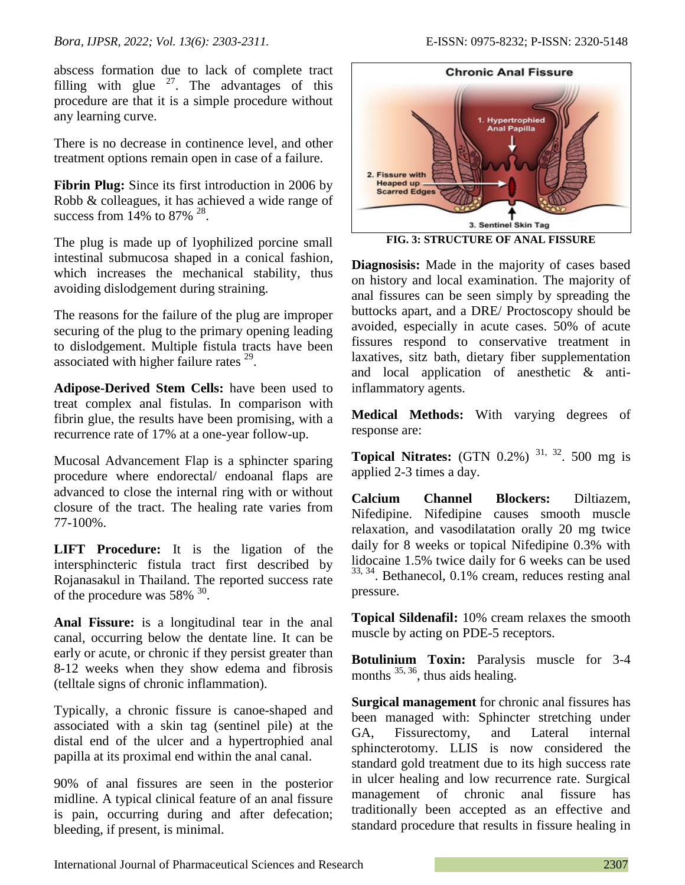abscess formation due to lack of complete tract filling with glue [27]. The advantages of this procedure are that it is a simple procedure without any learning curve.

There is no decrease in continence level, and other treatment options remain open in case of a failure.

**Fibrin Plug:** Since its first introduction in 2006 by Robb & colleagues, it has achieved a wide range of success from 14% to 87% [28].

The plug is made up of lyophilized porcine small intestinal submucosa shaped in a conical fashion, which increases the mechanical stability, thus avoiding dislodgement during straining.

The reasons for the failure of the plug are improper securing of the plug to the primary opening leading to dislodgement. Multiple fistula tracts have been associated with higher failure rates [29].

**Adipose-Derived Stem Cells:** have been used to treat complex anal fistulas. In comparison with fibrin glue, the results have been promising, with a recurrence rate of 17% at a one-year follow-up.

Mucosal Advancement Flap is a sphincter sparing procedure where endorectal/ endoanal flaps are advanced to close the internal ring with or without closure of the tract. The healing rate varies from 77-100%.

**LIFT Procedure:** It is the ligation of the intersphincteric fistula tract first described by Rojanasakul in Thailand. The reported success rate of the procedure was 58% [30].

**Anal Fissure:** is a longitudinal tear in the anal canal, occurring below the dentate line. It can be early or acute, or chronic if they persist greater than 8-12 weeks when they show edema and fibrosis (telltale signs of chronic inflammation).

Typically, a chronic fissure is canoe-shaped and associated with a skin tag (sentinel pile) at the distal end of the ulcer and a hypertrophied anal papilla at its proximal end within the anal canal.

90% of anal fissures are seen in the posterior midline. A typical clinical feature of an anal fissure is pain, occurring during and after defecation; bleeding, if present, is minimal.

Chronic Anal Fissure

1. Hypertrophied Anal Papilla

2. Fissure with Heaped up Scarred Edges

3. Sentinel Skin Tag

**FIG. 3: STRUCTURE OF ANAL FISSURE**

**Diagnosisis:** Made in the majority of cases based on history and local examination. The majority of anal fissures can be seen simply by spreading the buttocks apart, and a DRE/ Proctoscopy should be avoided, especially in acute cases. 50% of acute fissures respond to conservative treatment in laxatives, sitz bath, dietary fiber supplementation and local application of anesthetic & anti-inflammatory agents.

**Medical Methods:** With varying degrees of response are:

**Topical Nitrates:** (GTN 0.2%) [31, 32]. 500 mg is applied 2-3 times a day.

**Calcium Channel Blockers:** Diltiazem, Nifedipine. Nifedipine causes smooth muscle relaxation, and vasodilatation orally 20 mg twice daily for 8 weeks or topical Nifedipine 0.3% with lidocaine 1.5% twice daily for 6 weeks can be used [33, 34]. Bethanecol, 0.1% cream, reduces resting anal pressure.

**Topical Sildenafil:** 10% cream relaxes the smooth muscle by acting on PDE-5 receptors.

**Botulinium Toxin:** Paralysis muscle for 3-4 months [35, 36], thus aids healing.

**Surgical management** for chronic anal fissures has been managed with: Sphincter stretching under GA, Fissurectomy, and Lateral internal sphincterotomy. LLIS is now considered the standard gold treatment due to its high success rate in ulcer healing and low recurrence rate. Surgical management of chronic anal fissure has traditionally been accepted as an effective and standard procedure that results in fissure healing in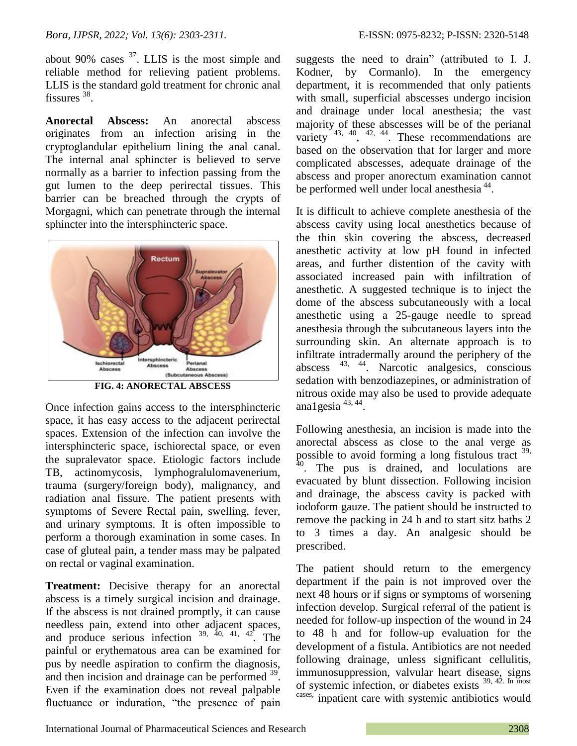about 90% cases [37]. LLIS is the most simple and reliable method for relieving patient problems. LLIS is the standard gold treatment for chronic anal fissures [38].

**Anorectal Abscess:** An anorectal abscess originates from an infection arising in the cryptoglandular epithelium lining the anal canal. The internal anal sphincter is believed to serve normally as a barrier to infection passing from the gut lumen to the deep perirectal tissues. This barrier can be breached through the crypts of Morgagni, which can penetrate through the internal sphincter into the intersphincteric space.

**FIG. 4: ANORECTAL ABSCESS**

Once infection gains access to the intersphincteric space, it has easy access to the adjacent perirectal spaces. Extension of the infection can involve the intersphincteric space, ischiorectal space, or even the supralevator space. Etiologic factors include TB, actinomycosis, lymphogralulomavenerium, trauma (surgery/foreign body), malignancy, and radiation anal fissure. The patient presents with symptoms of Severe Rectal pain, swelling, fever, and urinary symptoms. It is often impossible to perform a thorough examination in some cases. In case of gluteal pain, a tender mass may be palpated on rectal or vaginal examination.

**Treatment:** Decisive therapy for an anorectal abscess is a timely surgical incision and drainage. If the abscess is not drained promptly, it can cause needless pain, extend into other adjacent spaces, and produce serious infection [39, 40, 41, 42]. The painful or erythematous area can be examined for pus by needle aspiration to confirm the diagnosis, and then incision and drainage can be performed [39]. Even if the examination does not reveal palpable fluctuance or induration, "the presence of pain suggests the need to drain" (attributed to I. J. Kodner, by Cormanlo). In the emergency department, it is recommended that only patients with small, superficial abscesses undergo incision and drainage under local anesthesia; the vast majority of these abscesses will be of the perianal variety [43, 40, 42, 44]. These recommendations are based on the observation that for larger and more complicated abscesses, adequate drainage of the abscess and proper anorectum examination cannot be performed well under local anesthesia [44].

It is difficult to achieve complete anesthesia of the abscess cavity using local anesthetics because of the thin skin covering the abscess, decreased anesthetic activity at low pH found in infected areas, and further distention of the cavity with associated increased pain with infiltration of anesthetic. A suggested technique is to inject the dome of the abscess subcutaneously with a local anesthetic using a 25-gauge needle to spread anesthesia through the subcutaneous layers into the surrounding skin. An alternate approach is to infiltrate intradermally around the periphery of the abscess [43, 44]. Narcotic analgesics, conscious sedation with benzodiazepines, or administration of nitrous oxide may also be used to provide adequate ana1gesia [43, 44].

Following anesthesia, an incision is made into the anorectal abscess as close to the anal verge as possible to avoid forming a long fistulous tract [39, 40]. The pus is drained, and loculations are evacuated by blunt dissection. Following incision and drainage, the abscess cavity is packed with iodoform gauze. The patient should be instructed to remove the packing in 24 h and to start sitz baths 2 to 3 times a day. An analgesic should be prescribed.

The patient should return to the emergency department if the pain is not improved over the next 48 hours or if signs or symptoms of worsening infection develop. Surgical referral of the patient is needed for follow-up inspection of the wound in 24 to 48 h and for follow-up evaluation for the development of a fistula. Antibiotics are not needed following drainage, unless significant cellulitis, immunosuppression, valvular heart disease, signs of systemic infection, or diabetes exists [39, 42]. In most cases, inpatient care with systemic antibiotics would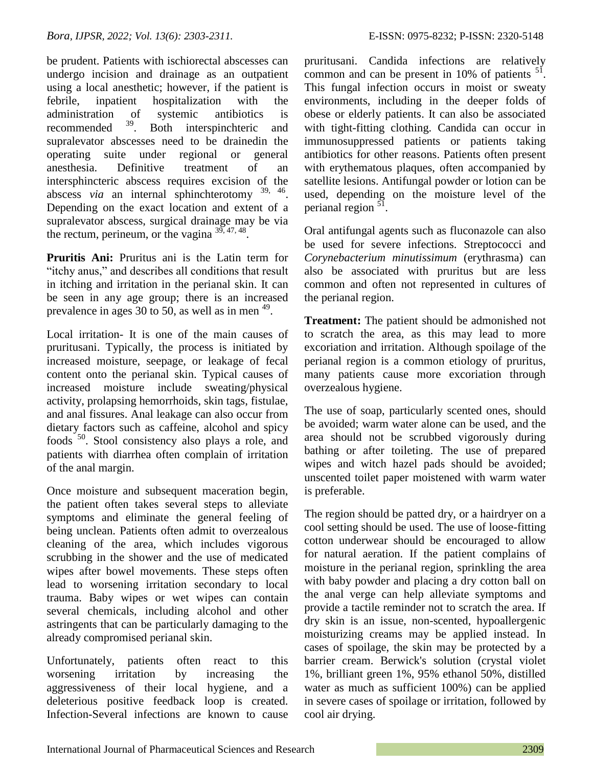be prudent. Patients with ischiorectal abscesses can undergo incision and drainage as an outpatient using a local anesthetic; however, if the patient is febrile, inpatient hospitalization with the administration of systemic antibiotics is recommended [39]. Both interspinchteric and supralevator abscesses need to be drainedin the operating suite under regional or general anesthesia. Definitive treatment of an intersphincteric abscess requires excision of the abscess *via* an internal sphinchterotomy [39, 46]. Depending on the exact location and extent of a supralevator abscess, surgical drainage may be via the rectum, perineum, or the vagina [39, 47, 48].

**Pruritis Ani:** Pruritus ani is the Latin term for "itchy anus," and describes all conditions that result in itching and irritation in the perianal skin. It can be seen in any age group; there is an increased prevalence in ages 30 to 50, as well as in men [49].

Local irritation- It is one of the main causes of pruritusani. Typically, the process is initiated by increased moisture, seepage, or leakage of fecal content onto the perianal skin. Typical causes of increased moisture include sweating/physical activity, prolapsing hemorrhoids, skin tags, fistulae, and anal fissures. Anal leakage can also occur from dietary factors such as caffeine, alcohol and spicy foods [50]. Stool consistency also plays a role, and patients with diarrhea often complain of irritation of the anal margin.

Once moisture and subsequent maceration begin, the patient often takes several steps to alleviate symptoms and eliminate the general feeling of being unclean. Patients often admit to overzealous cleaning of the area, which includes vigorous scrubbing in the shower and the use of medicated wipes after bowel movements. These steps often lead to worsening irritation secondary to local trauma. Baby wipes or wet wipes can contain several chemicals, including alcohol and other astringents that can be particularly damaging to the already compromised perianal skin.

Unfortunately, patients often react to this worsening irritation by increasing the aggressiveness of their local hygiene, and a deleterious positive feedback loop is created. Infection-Several infections are known to cause pruritusani. Candida infections are relatively common and can be present in 10% of patients [51]. This fungal infection occurs in moist or sweaty environments, including in the deeper folds of obese or elderly patients. It can also be associated with tight-fitting clothing. Candida can occur in immunosuppressed patients or patients taking antibiotics for other reasons. Patients often present with erythematous plaques, often accompanied by satellite lesions. Antifungal powder or lotion can be used, depending on the moisture level of the perianal region [51].

Oral antifungal agents such as fluconazole can also be used for severe infections. Streptococci and *Corynebacterium minutissimum* (erythrasma) can also be associated with pruritus but are less common and often not represented in cultures of the perianal region.

**Treatment:** The patient should be admonished not to scratch the area, as this may lead to more excoriation and irritation. Although spoilage of the perianal region is a common etiology of pruritus, many patients cause more excoriation through overzealous hygiene.

The use of soap, particularly scented ones, should be avoided; warm water alone can be used, and the area should not be scrubbed vigorously during bathing or after toileting. The use of prepared wipes and witch hazel pads should be avoided; unscented toilet paper moistened with warm water is preferable.

The region should be patted dry, or a hairdryer on a cool setting should be used. The use of loose-fitting cotton underwear should be encouraged to allow for natural aeration. If the patient complains of moisture in the perianal region, sprinkling the area with baby powder and placing a dry cotton ball on the anal verge can help alleviate symptoms and provide a tactile reminder not to scratch the area. If dry skin is an issue, non-scented, hypoallergenic moisturizing creams may be applied instead. In cases of spoilage, the skin may be protected by a barrier cream. Berwick's solution (crystal violet 1%, brilliant green 1%, 95% ethanol 50%, distilled water as much as sufficient 100%) can be applied in severe cases of spoilage or irritation, followed by cool air drying.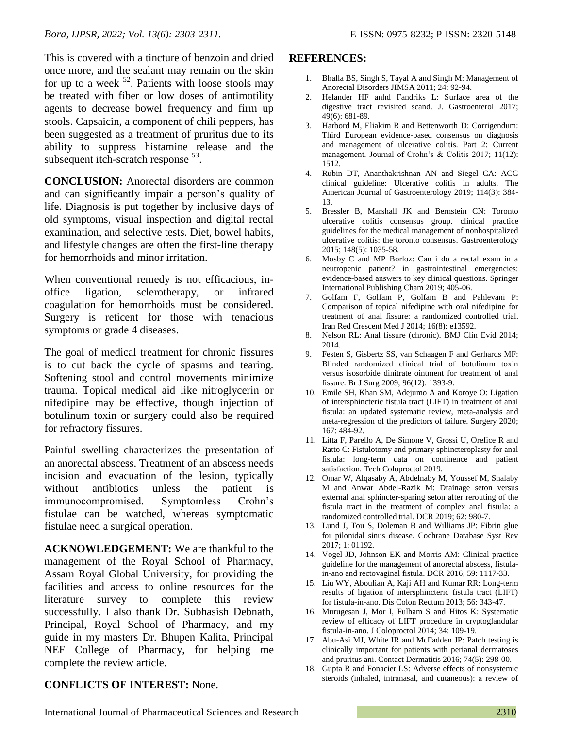This is covered with a tincture of benzoin and dried once more, and the sealant may remain on the skin for up to a week [52]. Patients with loose stools may be treated with fiber or low doses of antimotility agents to decrease bowel frequency and firm up stools. Capsaicin, a component of chili peppers, has been suggested as a treatment of pruritus due to its ability to suppress histamine release and the subsequent itch-scratch response [53].

**CONCLUSION:** Anorectal disorders are common and can significantly impair a person's quality of life. Diagnosis is put together by inclusive days of old symptoms, visual inspection and digital rectal examination, and selective tests. Diet, bowel habits, and lifestyle changes are often the first-line therapy for hemorrhoids and minor irritation.

When conventional remedy is not efficacious, in-office ligation, sclerotherapy, or infrared coagulation for hemorrhoids must be considered. Surgery is reticent for those with tenacious symptoms or grade 4 diseases.

The goal of medical treatment for chronic fissures is to cut back the cycle of spasms and tearing. Softening stool and control movements minimize trauma. Topical medical aid like nitroglycerin or nifedipine may be effective, though injection of botulinum toxin or surgery could also be required for refractory fissures.

Painful swelling characterizes the presentation of an anorectal abscess. Treatment of an abscess needs incision and evacuation of the lesion, typically without antibiotics unless the patient is immunocompromised. Symptomless Crohn's fistulae can be watched, whereas symptomatic fistulae need a surgical operation.

**ACKNOWLEDGEMENT:** We are thankful to the management of the Royal School of Pharmacy, Assam Royal Global University, for providing the facilities and access to online resources for the literature survey to complete this review successfully. I also thank Dr. Subhasish Debnath, Principal, Royal School of Pharmacy, and my guide in my masters Dr. Bhupen Kalita, Principal NEF College of Pharmacy, for helping me complete the review article.

**CONFLICTS OF INTEREST:** None.

## REFERENCES:

1. Bhalla BS, Singh S, Tayal A and Singh M: Management of Anorectal Disorders JIMSA 2011; 24: 92-94.
2. Helander HF anhd Fandriks L: Surface area of the digestive tract revisited scand. J. Gastroenterol 2017; 49(6): 681-89.
3. Harbord M, Eliakim R and Bettenworth D: Corrigendum: Third European evidence-based consensus on diagnosis and management of ulcerative colitis. Part 2: Current management. Journal of Crohn's & Colitis 2017; 11(12): 1512.
4. Rubin DT, Ananthakrishnan AN and Siegel CA: ACG clinical guideline: Ulcerative colitis in adults. The American Journal of Gastroenterology 2019; 114(3): 384-13.
5. Bressler B, Marshall JK and Bernstein CN: Toronto ulcerative colitis consensus group. clinical practice guidelines for the medical management of nonhospitalized ulcerative colitis: the toronto consensus. Gastroenterology 2015; 148(5): 1035-58.
6. Mosby C and MP Borloz: Can i do a rectal exam in a neutropenic patient? in gastrointestinal emergencies: evidence-based answers to key clinical questions. Springer International Publishing Cham 2019; 405-06.
7. Golfam F, Golfam P, Golfam B and Pahlevani P: Comparison of topical nifedipine with oral nifedipine for treatment of anal fissure: a randomized controlled trial. Iran Red Crescent Med J 2014; 16(8): e13592.
8. Nelson RL: Anal fissure (chronic). BMJ Clin Evid 2014; 2014.
9. Festen S, Gisbertz SS, van Schaagen F and Gerhards MF: Blinded randomized clinical trial of botulinum toxin versus isosorbide dinitrate ointment for treatment of anal fissure. Br J Surg 2009; 96(12): 1393-9.
10. Emile SH, Khan SM, Adejumo A and Koroye O: Ligation of intersphincteric fistula tract (LIFT) in treatment of anal fistula: an updated systematic review, meta-analysis and meta-regression of the predictors of failure. Surgery 2020; 167: 484-92.
11. Litta F, Parello A, De Simone V, Grossi U, Orefice R and Ratto C: Fistulotomy and primary sphincteroplasty for anal fistula: long-term data on continence and patient satisfaction. Tech Coloproctol 2019.
12. Omar W, Alqasaby A, Abdelnaby M, Youssef M, Shalaby M and Anwar Abdel-Razik M: Drainage seton versus external anal sphincter-sparing seton after rerouting of the fistula tract in the treatment of complex anal fistula: a randomized controlled trial. DCR 2019; 62: 980-7.
13. Lund J, Tou S, Doleman B and Williams JP: Fibrin glue for pilonidal sinus disease. Cochrane Database Syst Rev 2017; 1: 01192.
14. Vogel JD, Johnson EK and Morris AM: Clinical practice guideline for the management of anorectal abscess, fistula-in-ano and rectovaginal fistula. DCR 2016; 59: 1117-33.
15. Liu WY, Aboulian A, Kaji AH and Kumar RR: Long-term results of ligation of intersphincteric fistula tract (LIFT) for fistula-in-ano. Dis Colon Rectum 2013; 56: 343-47.
16. Murugesan J, Mor I, Fulham S and Hitos K: Systematic review of efficacy of LIFT procedure in cryptoglandular fistula-in-ano. J Coloproctol 2014; 34: 109-19.
17. Abu-Asi MJ, White IR and McFadden JP: Patch testing is clinically important for patients with perianal dermatoses and pruritus ani. Contact Dermatitis 2016; 74(5): 298-00.
18. Gupta R and Fonacier LS: Adverse effects of nonsystemic steroids (inhaled, intranasal, and cutaneous): a review of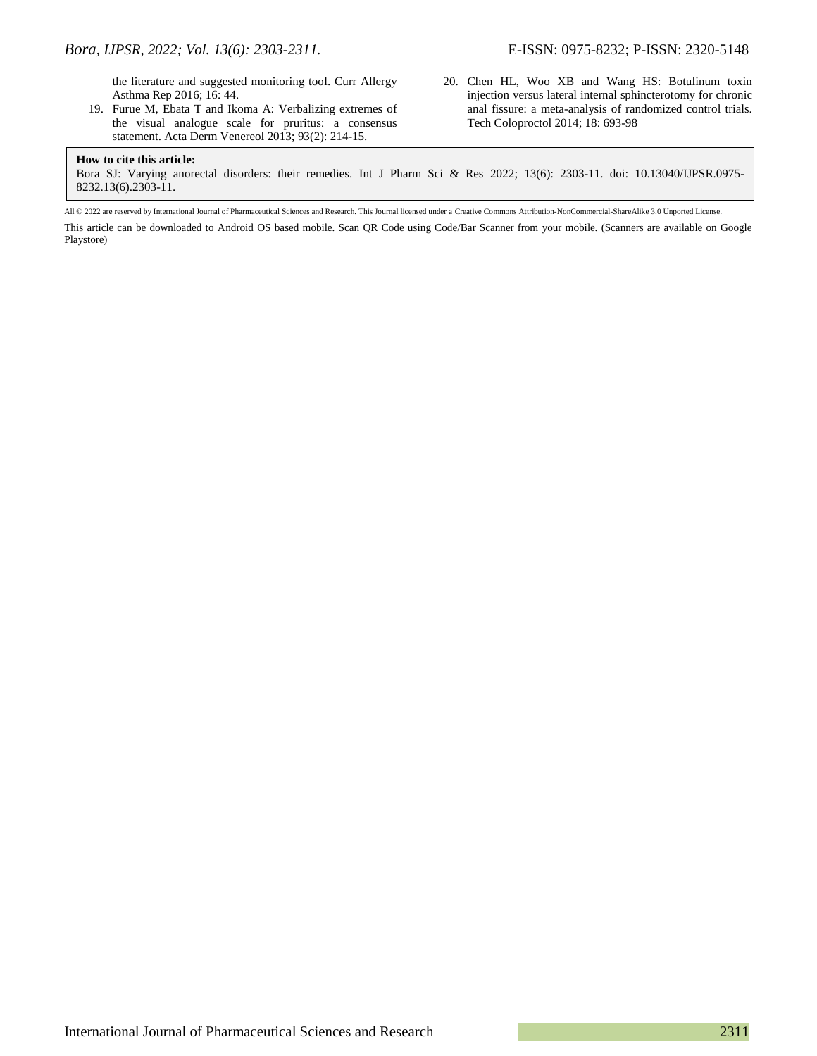the literature and suggested monitoring tool. Curr Allergy Asthma Rep 2016; 16: 44.

19. Furue M, Ebata T and Ikoma A: Verbalizing extremes of the visual analogue scale for pruritus: a consensus statement. Acta Derm Venereol 2013; 93(2): 214-15.

20. Chen HL, Woo XB and Wang HS: Botulinum toxin injection versus lateral internal sphincterotomy for chronic anal fissure: a meta-analysis of randomized control trials. Tech Coloproctol 2014; 18: 693-98

**How to cite this article:**

Bora SJ: Varying anorectal disorders: their remedies. Int J Pharm Sci & Res 2022; 13(6): 2303-11. doi: 10.13040/IJPSR.0975-8232.13(6).2303-11.

All © 2022 are reserved by International Journal of Pharmaceutical Sciences and Research. This Journal licensed under a Creative Commons Attribution-NonCommercial-ShareAlike 3.0 Unported License.

This article can be downloaded to Android OS based mobile. Scan QR Code using Code/Bar Scanner from your mobile. (Scanners are available on Google Playstore)